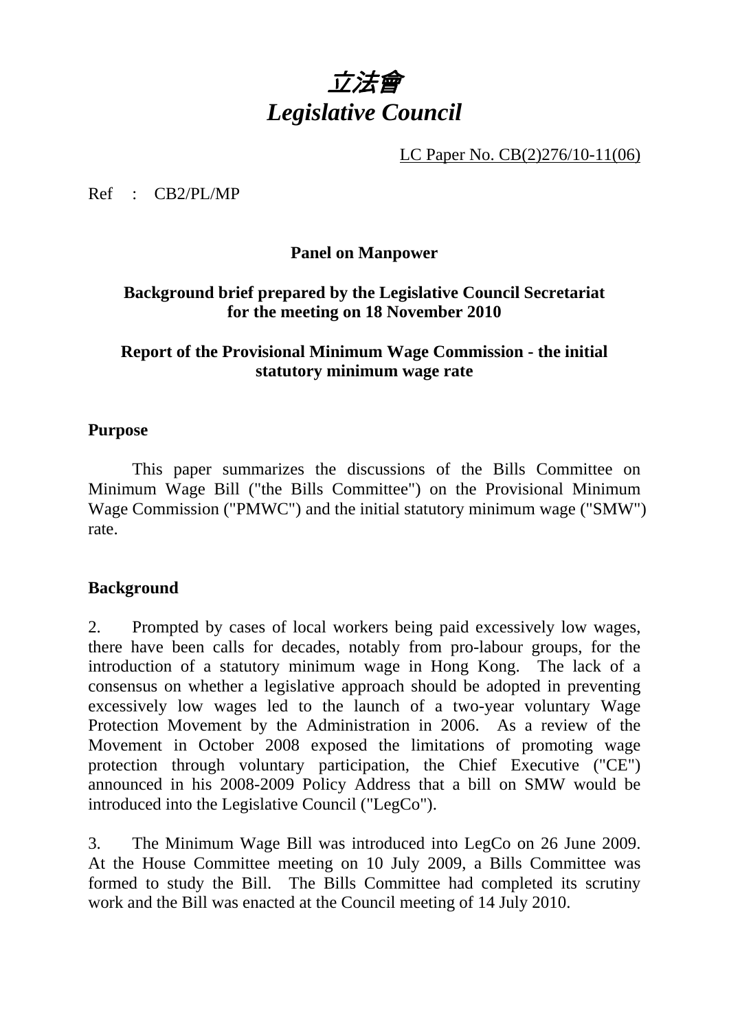# *立法會*
# *Legislative Council*

LC Paper No. CB(2)276/10-11(06)

Ref : CB2/PL/MP

**Panel on Manpower**

**Background brief prepared by the Legislative Council Secretariat for the meeting on 18 November 2010**

**Report of the Provisional Minimum Wage Commission - the initial statutory minimum wage rate**

**Purpose**

This paper summarizes the discussions of the Bills Committee on Minimum Wage Bill ("the Bills Committee") on the Provisional Minimum Wage Commission ("PMWC") and the initial statutory minimum wage ("SMW") rate.

**Background**

2. Prompted by cases of local workers being paid excessively low wages, there have been calls for decades, notably from pro-labour groups, for the introduction of a statutory minimum wage in Hong Kong. The lack of a consensus on whether a legislative approach should be adopted in preventing excessively low wages led to the launch of a two-year voluntary Wage Protection Movement by the Administration in 2006. As a review of the Movement in October 2008 exposed the limitations of promoting wage protection through voluntary participation, the Chief Executive ("CE") announced in his 2008-2009 Policy Address that a bill on SMW would be introduced into the Legislative Council ("LegCo").

3. The Minimum Wage Bill was introduced into LegCo on 26 June 2009. At the House Committee meeting on 10 July 2009, a Bills Committee was formed to study the Bill. The Bills Committee had completed its scrutiny work and the Bill was enacted at the Council meeting of 14 July 2010.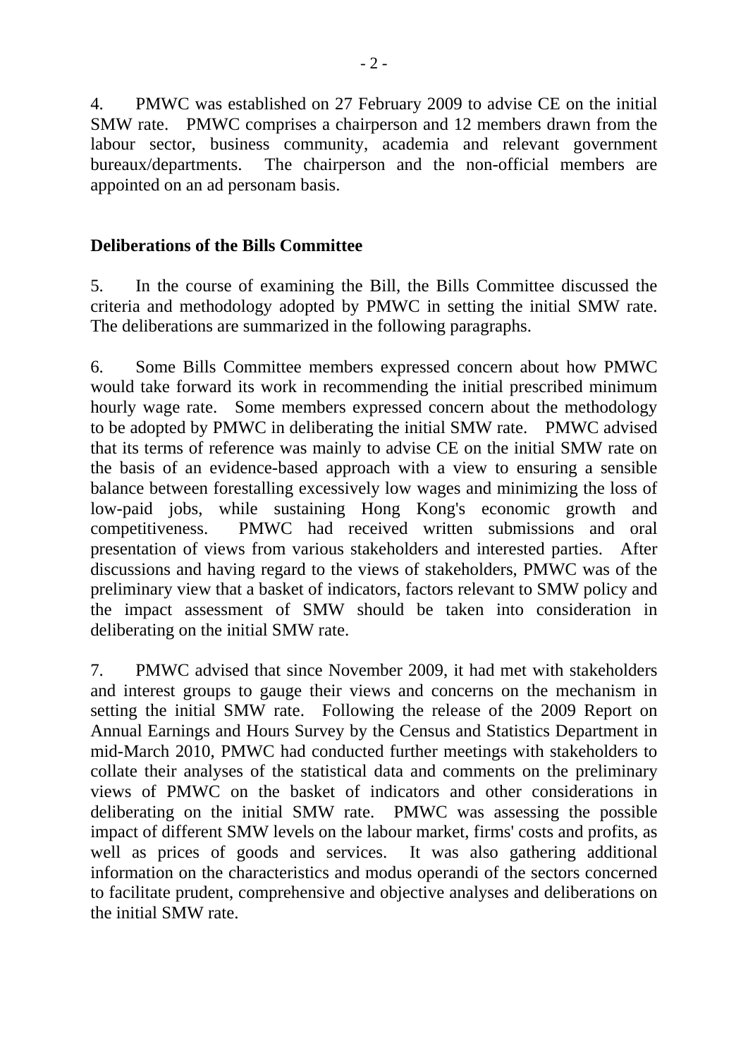4. PMWC was established on 27 February 2009 to advise CE on the initial SMW rate. PMWC comprises a chairperson and 12 members drawn from the labour sector, business community, academia and relevant government bureaux/departments. The chairperson and the non-official members are appointed on an ad personam basis.

## Deliberations of the Bills Committee

5. In the course of examining the Bill, the Bills Committee discussed the criteria and methodology adopted by PMWC in setting the initial SMW rate. The deliberations are summarized in the following paragraphs.

6. Some Bills Committee members expressed concern about how PMWC would take forward its work in recommending the initial prescribed minimum hourly wage rate. Some members expressed concern about the methodology to be adopted by PMWC in deliberating the initial SMW rate. PMWC advised that its terms of reference was mainly to advise CE on the initial SMW rate on the basis of an evidence-based approach with a view to ensuring a sensible balance between forestalling excessively low wages and minimizing the loss of low-paid jobs, while sustaining Hong Kong's economic growth and competitiveness. PMWC had received written submissions and oral presentation of views from various stakeholders and interested parties. After discussions and having regard to the views of stakeholders, PMWC was of the preliminary view that a basket of indicators, factors relevant to SMW policy and the impact assessment of SMW should be taken into consideration in deliberating on the initial SMW rate.

7. PMWC advised that since November 2009, it had met with stakeholders and interest groups to gauge their views and concerns on the mechanism in setting the initial SMW rate. Following the release of the 2009 Report on Annual Earnings and Hours Survey by the Census and Statistics Department in mid-March 2010, PMWC had conducted further meetings with stakeholders to collate their analyses of the statistical data and comments on the preliminary views of PMWC on the basket of indicators and other considerations in deliberating on the initial SMW rate. PMWC was assessing the possible impact of different SMW levels on the labour market, firms' costs and profits, as well as prices of goods and services. It was also gathering additional information on the characteristics and modus operandi of the sectors concerned to facilitate prudent, comprehensive and objective analyses and deliberations on the initial SMW rate.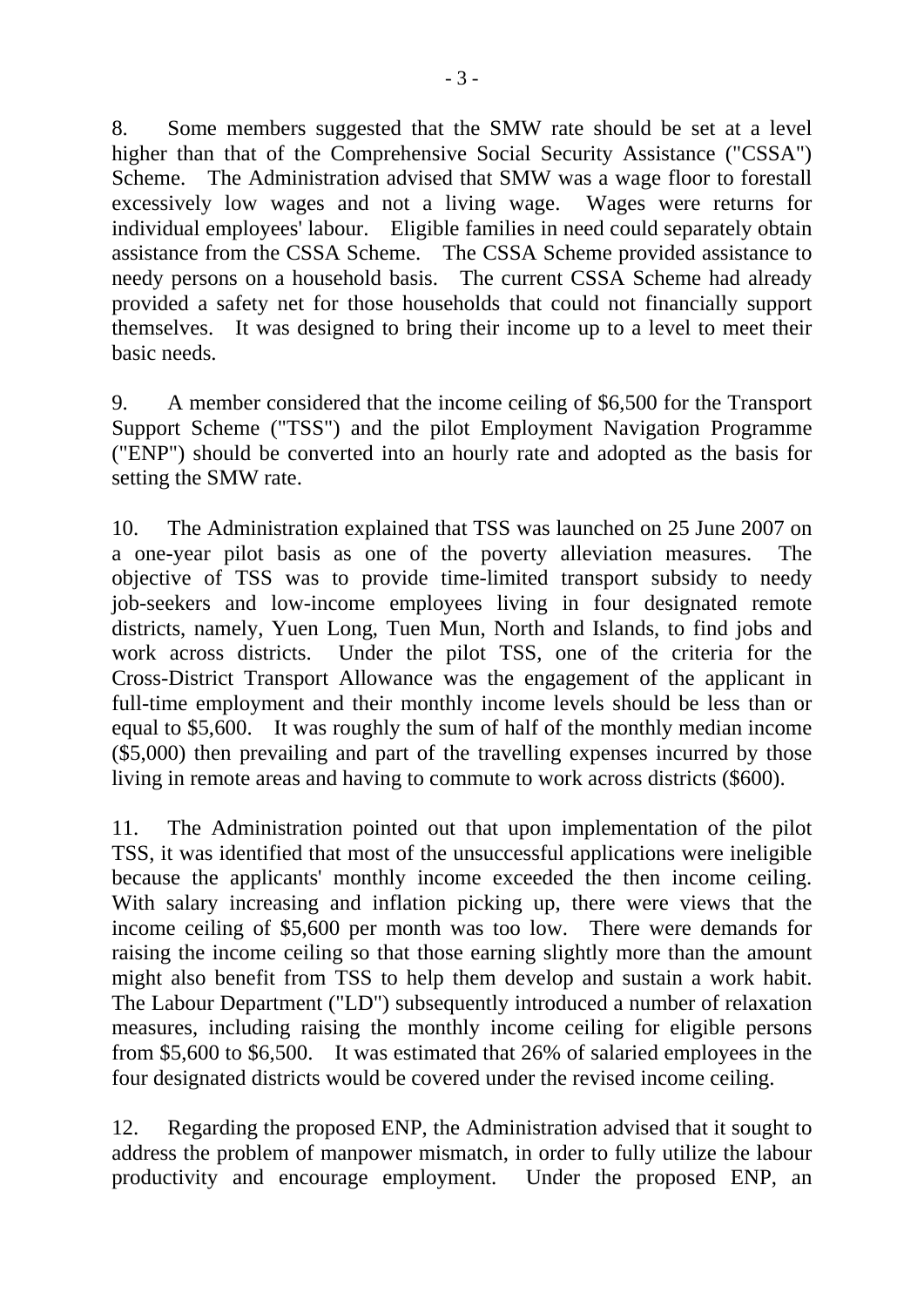8. Some members suggested that the SMW rate should be set at a level higher than that of the Comprehensive Social Security Assistance ("CSSA") Scheme. The Administration advised that SMW was a wage floor to forestall excessively low wages and not a living wage. Wages were returns for individual employees' labour. Eligible families in need could separately obtain assistance from the CSSA Scheme. The CSSA Scheme provided assistance to needy persons on a household basis. The current CSSA Scheme had already provided a safety net for those households that could not financially support themselves. It was designed to bring their income up to a level to meet their basic needs.

9. A member considered that the income ceiling of $6,500 for the Transport Support Scheme ("TSS") and the pilot Employment Navigation Programme ("ENP") should be converted into an hourly rate and adopted as the basis for setting the SMW rate.

10. The Administration explained that TSS was launched on 25 June 2007 on a one-year pilot basis as one of the poverty alleviation measures. The objective of TSS was to provide time-limited transport subsidy to needy job-seekers and low-income employees living in four designated remote districts, namely, Yuen Long, Tuen Mun, North and Islands, to find jobs and work across districts. Under the pilot TSS, one of the criteria for the Cross-District Transport Allowance was the engagement of the applicant in full-time employment and their monthly income levels should be less than or equal to $5,600. It was roughly the sum of half of the monthly median income ($5,000) then prevailing and part of the travelling expenses incurred by those living in remote areas and having to commute to work across districts ($600).

11. The Administration pointed out that upon implementation of the pilot TSS, it was identified that most of the unsuccessful applications were ineligible because the applicants' monthly income exceeded the then income ceiling. With salary increasing and inflation picking up, there were views that the income ceiling of $5,600 per month was too low. There were demands for raising the income ceiling so that those earning slightly more than the amount might also benefit from TSS to help them develop and sustain a work habit. The Labour Department ("LD") subsequently introduced a number of relaxation measures, including raising the monthly income ceiling for eligible persons from $5,600 to $6,500. It was estimated that 26% of salaried employees in the four designated districts would be covered under the revised income ceiling.

12. Regarding the proposed ENP, the Administration advised that it sought to address the problem of manpower mismatch, in order to fully utilize the labour productivity and encourage employment. Under the proposed ENP, an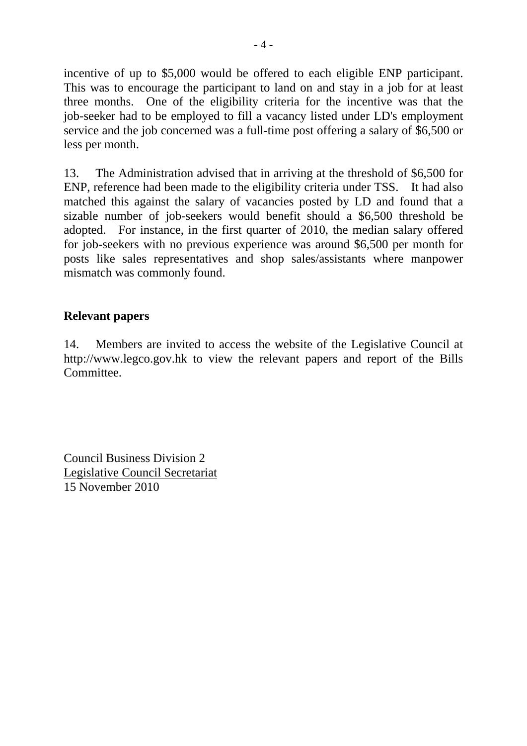incentive of up to $5,000 would be offered to each eligible ENP participant. This was to encourage the participant to land on and stay in a job for at least three months. One of the eligibility criteria for the incentive was that the job-seeker had to be employed to fill a vacancy listed under LD's employment service and the job concerned was a full-time post offering a salary of $6,500 or less per month.

13. The Administration advised that in arriving at the threshold of $6,500 for ENP, reference had been made to the eligibility criteria under TSS. It had also matched this against the salary of vacancies posted by LD and found that a sizable number of job-seekers would benefit should a $6,500 threshold be adopted. For instance, in the first quarter of 2010, the median salary offered for job-seekers with no previous experience was around $6,500 per month for posts like sales representatives and shop sales/assistants where manpower mismatch was commonly found.

**Relevant papers**

14. Members are invited to access the website of the Legislative Council at http://www.legco.gov.hk to view the relevant papers and report of the Bills Committee.

Council Business Division 2
Legislative Council Secretariat
15 November 2010